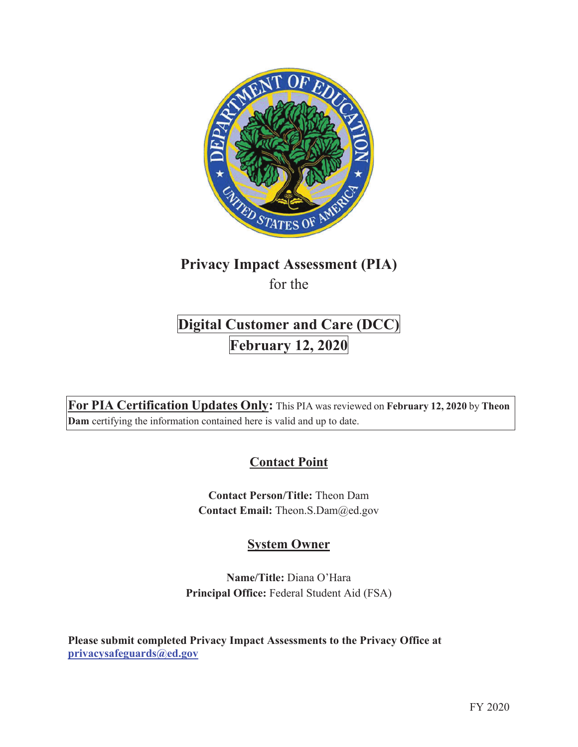# Privacy Impact Assessment (PIA)

for the

## Digital Customer and Care (DCC)

## February 12, 2020

**For PIA Certification Updates Only:** This PIA was reviewed on **February 12, 2020** by **Theon Dam** certifying the information contained here is valid and up to date.

## Contact Point

**Contact Person/Title:** Theon Dam
**Contact Email:** Theon.S.Dam@ed.gov

## System Owner

**Name/Title:** Diana O'Hara
**Principal Office:** Federal Student Aid (FSA)

**Please submit completed Privacy Impact Assessments to the Privacy Office at privacysafeguards@ed.gov**

FY 2020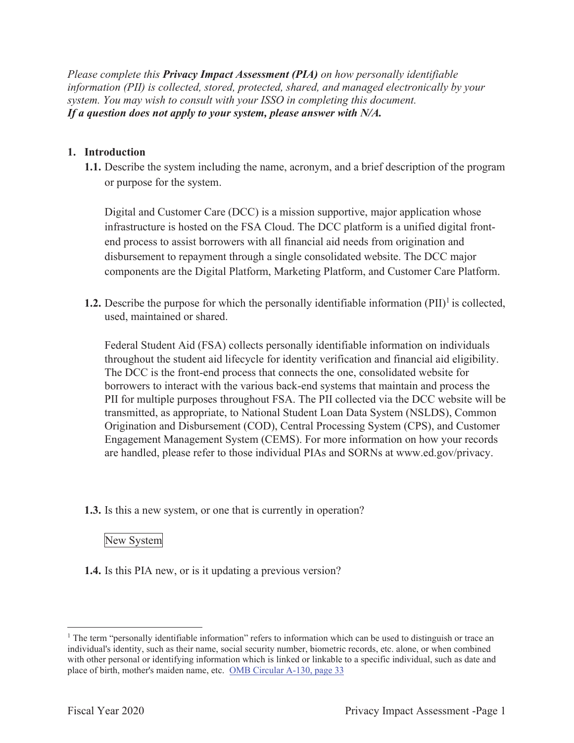*Please complete this **Privacy Impact Assessment (PIA)** on how personally identifiable information (PII) is collected, stored, protected, shared, and managed electronically by your system. You may wish to consult with your ISSO in completing this document.*
***If a question does not apply to your system, please answer with N/A.***

## 1. Introduction

**1.1.** Describe the system including the name, acronym, and a brief description of the program or purpose for the system.

Digital and Customer Care (DCC) is a mission supportive, major application whose infrastructure is hosted on the FSA Cloud. The DCC platform is a unified digital front-end process to assist borrowers with all financial aid needs from origination and disbursement to repayment through a single consolidated website. The DCC major components are the Digital Platform, Marketing Platform, and Customer Care Platform.

**1.2.** Describe the purpose for which the personally identifiable information (PII)[1] is collected, used, maintained or shared.

Federal Student Aid (FSA) collects personally identifiable information on individuals throughout the student aid lifecycle for identity verification and financial aid eligibility. The DCC is the front-end process that connects the one, consolidated website for borrowers to interact with the various back-end systems that maintain and process the PII for multiple purposes throughout FSA. The PII collected via the DCC website will be transmitted, as appropriate, to National Student Loan Data System (NSLDS), Common Origination and Disbursement (COD), Central Processing System (CPS), and Customer Engagement Management System (CEMS). For more information on how your records are handled, please refer to those individual PIAs and SORNs at www.ed.gov/privacy.

**1.3.** Is this a new system, or one that is currently in operation?

New System

**1.4.** Is this PIA new, or is it updating a previous version?

---

[1] The term "personally identifiable information" refers to information which can be used to distinguish or trace an individual's identity, such as their name, social security number, biometric records, etc. alone, or when combined with other personal or identifying information which is linked or linkable to a specific individual, such as date and place of birth, mother's maiden name, etc. OMB Circular A-130, page 33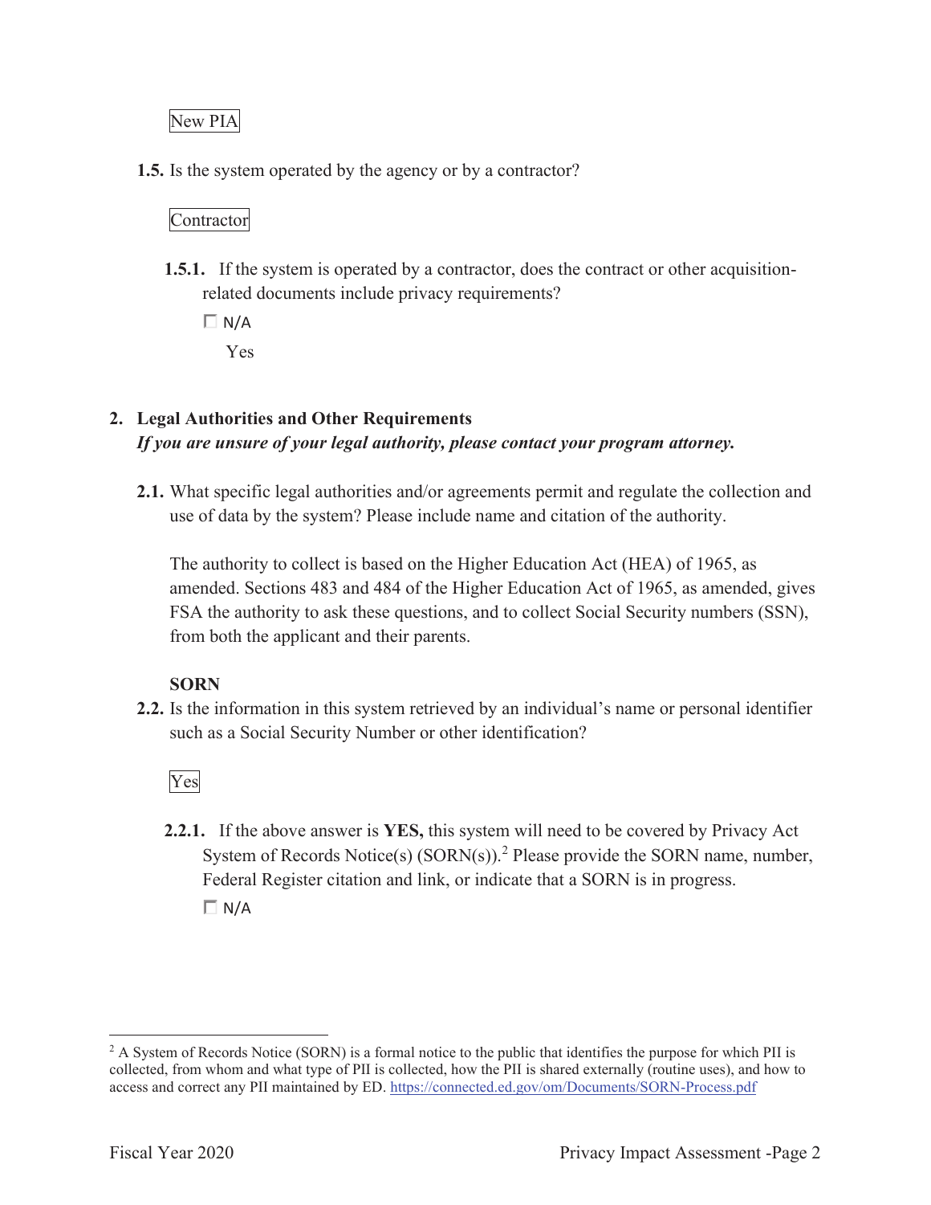New PIA

**1.5.** Is the system operated by the agency or by a contractor?

Contractor

**1.5.1.** If the system is operated by a contractor, does the contract or other acquisition-related documents include privacy requirements?

☐ N/A

Yes

## 2. Legal Authorities and Other Requirements

***If you are unsure of your legal authority, please contact your program attorney.***

**2.1.** What specific legal authorities and/or agreements permit and regulate the collection and use of data by the system? Please include name and citation of the authority.

The authority to collect is based on the Higher Education Act (HEA) of 1965, as amended. Sections 483 and 484 of the Higher Education Act of 1965, as amended, gives FSA the authority to ask these questions, and to collect Social Security numbers (SSN), from both the applicant and their parents.

**SORN**

**2.2.** Is the information in this system retrieved by an individual's name or personal identifier such as a Social Security Number or other identification?

Yes

**2.2.1.** If the above answer is **YES,** this system will need to be covered by Privacy Act System of Records Notice(s) (SORN(s)).[2] Please provide the SORN name, number, Federal Register citation and link, or indicate that a SORN is in progress.

☐ N/A

[2] A System of Records Notice (SORN) is a formal notice to the public that identifies the purpose for which PII is collected, from whom and what type of PII is collected, how the PII is shared externally (routine uses), and how to access and correct any PII maintained by ED. https://connected.ed.gov/om/Documents/SORN-Process.pdf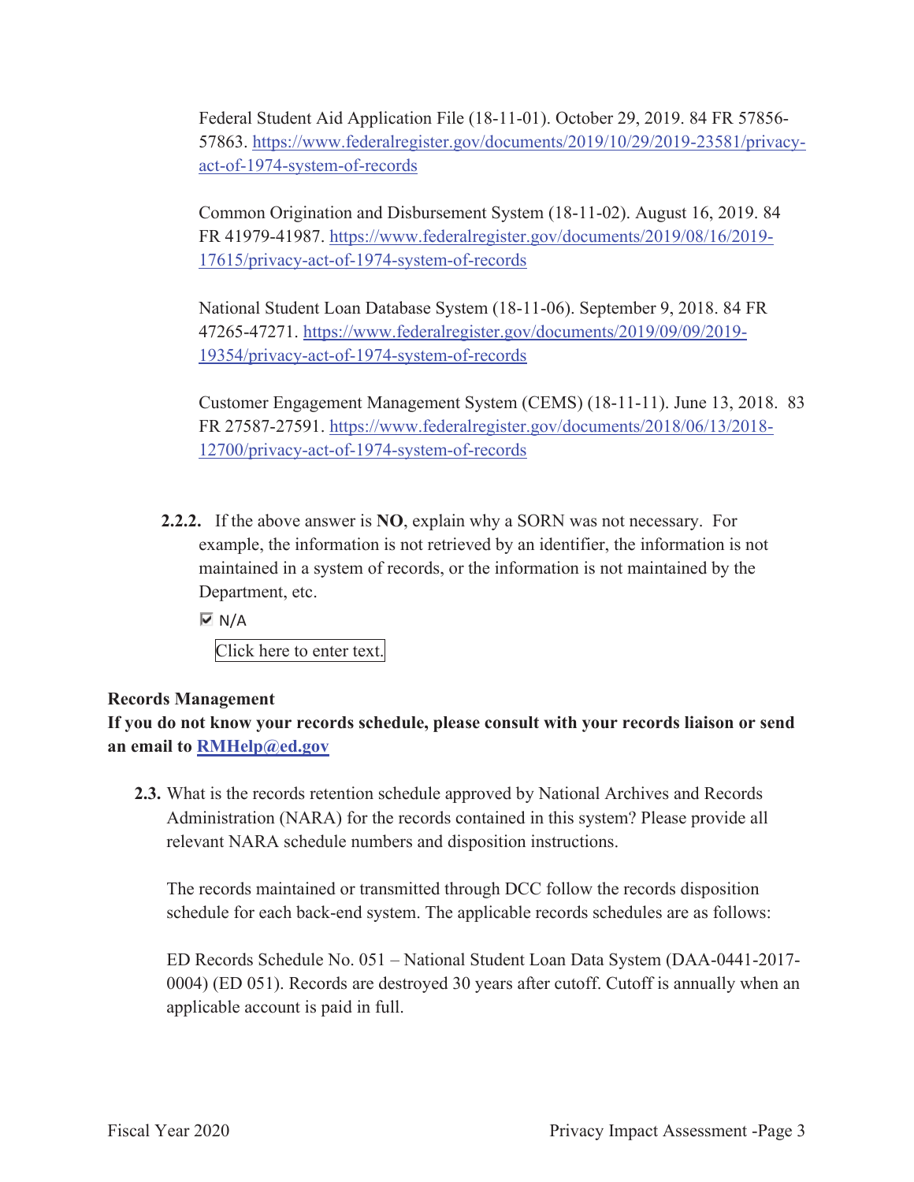Federal Student Aid Application File (18-11-01). October 29, 2019. 84 FR 57856-57863. [https://www.federalregister.gov/documents/2019/10/29/2019-23581/privacy-act-of-1974-system-of-records](https://www.federalregister.gov/documents/2019/10/29/2019-23581/privacy-act-of-1974-system-of-records)

Common Origination and Disbursement System (18-11-02). August 16, 2019. 84 FR 41979-41987. [https://www.federalregister.gov/documents/2019/08/16/2019-17615/privacy-act-of-1974-system-of-records](https://www.federalregister.gov/documents/2019/08/16/2019-17615/privacy-act-of-1974-system-of-records)

National Student Loan Database System (18-11-06). September 9, 2018. 84 FR 47265-47271. [https://www.federalregister.gov/documents/2019/09/09/2019-19354/privacy-act-of-1974-system-of-records](https://www.federalregister.gov/documents/2019/09/09/2019-19354/privacy-act-of-1974-system-of-records)

Customer Engagement Management System (CEMS) (18-11-11). June 13, 2018. 83 FR 27587-27591. [https://www.federalregister.gov/documents/2018/06/13/2018-12700/privacy-act-of-1974-system-of-records](https://www.federalregister.gov/documents/2018/06/13/2018-12700/privacy-act-of-1974-system-of-records)

**2.2.2.** If the above answer is **NO**, explain why a SORN was not necessary. For example, the information is not retrieved by an identifier, the information is not maintained in a system of records, or the information is not maintained by the Department, etc.

☑ N/A

Click here to enter text.

**Records Management**

**If you do not know your records schedule, please consult with your records liaison or send an email to [RMHelp@ed.gov](mailto:RMHelp@ed.gov)**

**2.3.** What is the records retention schedule approved by National Archives and Records Administration (NARA) for the records contained in this system? Please provide all relevant NARA schedule numbers and disposition instructions.

The records maintained or transmitted through DCC follow the records disposition schedule for each back-end system. The applicable records schedules are as follows:

ED Records Schedule No. 051 – National Student Loan Data System (DAA-0441-2017-0004) (ED 051). Records are destroyed 30 years after cutoff. Cutoff is annually when an applicable account is paid in full.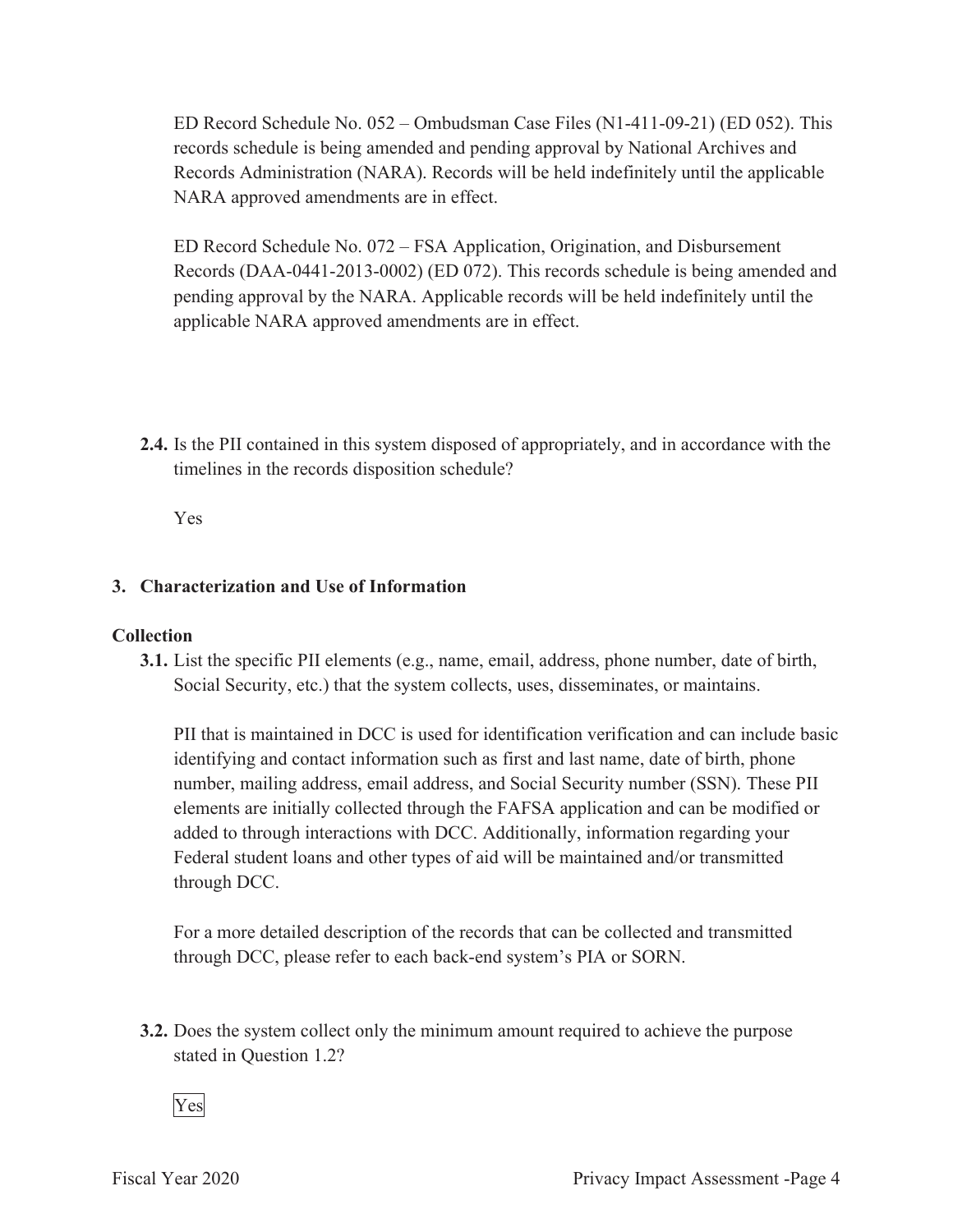ED Record Schedule No. 052 – Ombudsman Case Files (N1-411-09-21) (ED 052). This records schedule is being amended and pending approval by National Archives and Records Administration (NARA). Records will be held indefinitely until the applicable NARA approved amendments are in effect.

ED Record Schedule No. 072 – FSA Application, Origination, and Disbursement Records (DAA-0441-2013-0002) (ED 072). This records schedule is being amended and pending approval by the NARA. Applicable records will be held indefinitely until the applicable NARA approved amendments are in effect.

**2.4.** Is the PII contained in this system disposed of appropriately, and in accordance with the timelines in the records disposition schedule?

Yes

## 3. Characterization and Use of Information

### Collection

**3.1.** List the specific PII elements (e.g., name, email, address, phone number, date of birth, Social Security, etc.) that the system collects, uses, disseminates, or maintains.

PII that is maintained in DCC is used for identification verification and can include basic identifying and contact information such as first and last name, date of birth, phone number, mailing address, email address, and Social Security number (SSN). These PII elements are initially collected through the FAFSA application and can be modified or added to through interactions with DCC. Additionally, information regarding your Federal student loans and other types of aid will be maintained and/or transmitted through DCC.

For a more detailed description of the records that can be collected and transmitted through DCC, please refer to each back-end system's PIA or SORN.

**3.2.** Does the system collect only the minimum amount required to achieve the purpose stated in Question 1.2?

Yes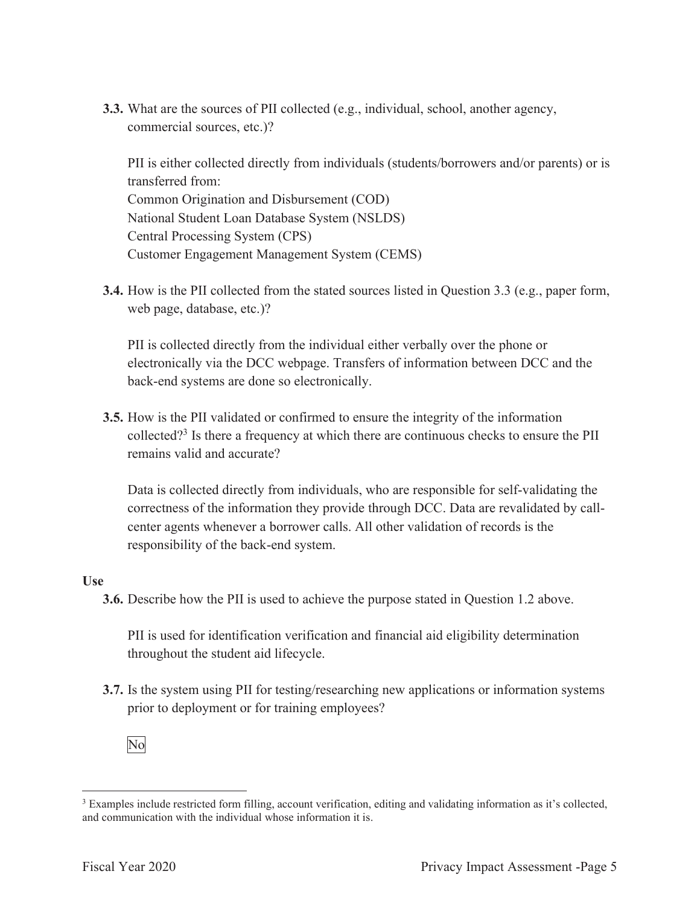**3.3.** What are the sources of PII collected (e.g., individual, school, another agency, commercial sources, etc.)?

PII is either collected directly from individuals (students/borrowers and/or parents) or is transferred from:
Common Origination and Disbursement (COD)
National Student Loan Database System (NSLDS)
Central Processing System (CPS)
Customer Engagement Management System (CEMS)

**3.4.** How is the PII collected from the stated sources listed in Question 3.3 (e.g., paper form, web page, database, etc.)?

PII is collected directly from the individual either verbally over the phone or electronically via the DCC webpage. Transfers of information between DCC and the back-end systems are done so electronically.

**3.5.** How is the PII validated or confirmed to ensure the integrity of the information collected?[3] Is there a frequency at which there are continuous checks to ensure the PII remains valid and accurate?

Data is collected directly from individuals, who are responsible for self-validating the correctness of the information they provide through DCC. Data are revalidated by call-center agents whenever a borrower calls. All other validation of records is the responsibility of the back-end system.

**Use**

**3.6.** Describe how the PII is used to achieve the purpose stated in Question 1.2 above.

PII is used for identification verification and financial aid eligibility determination throughout the student aid lifecycle.

**3.7.** Is the system using PII for testing/researching new applications or information systems prior to deployment or for training employees?

No

[3] Examples include restricted form filling, account verification, editing and validating information as it's collected, and communication with the individual whose information it is.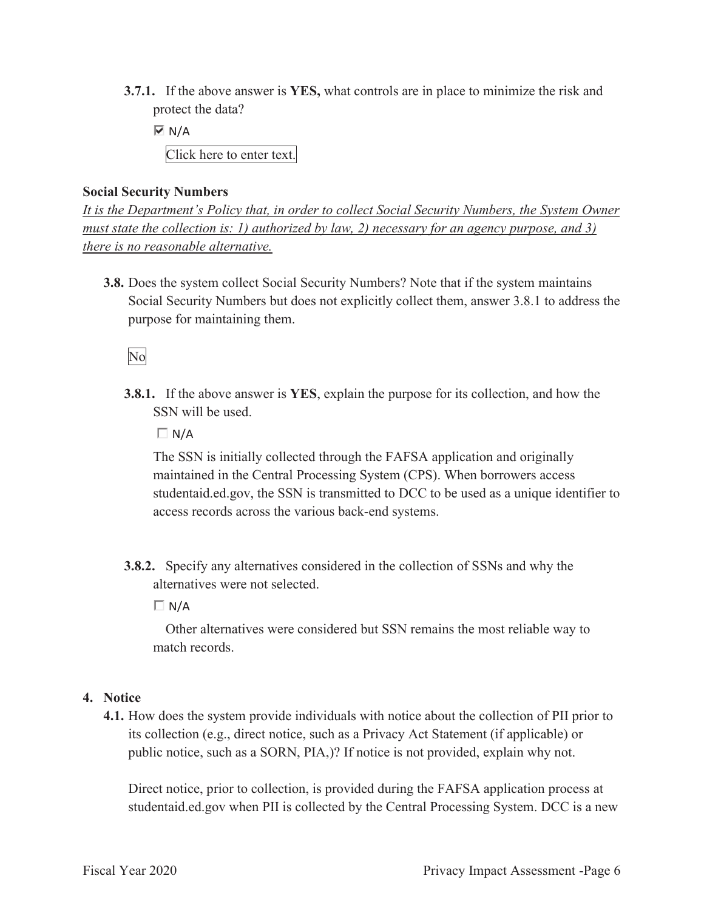**3.7.1.** If the above answer is **YES,** what controls are in place to minimize the risk and protect the data?

☑ N/A

Click here to enter text.

**Social Security Numbers**

*It is the Department's Policy that, in order to collect Social Security Numbers, the System Owner must state the collection is: 1) authorized by law, 2) necessary for an agency purpose, and 3) there is no reasonable alternative.*

**3.8.** Does the system collect Social Security Numbers? Note that if the system maintains Social Security Numbers but does not explicitly collect them, answer 3.8.1 to address the purpose for maintaining them.

No

**3.8.1.** If the above answer is **YES**, explain the purpose for its collection, and how the SSN will be used.

☐ N/A

The SSN is initially collected through the FAFSA application and originally maintained in the Central Processing System (CPS). When borrowers access studentaid.ed.gov, the SSN is transmitted to DCC to be used as a unique identifier to access records across the various back-end systems.

**3.8.2.** Specify any alternatives considered in the collection of SSNs and why the alternatives were not selected.

☐ N/A

Other alternatives were considered but SSN remains the most reliable way to match records.

**4. Notice**

**4.1.** How does the system provide individuals with notice about the collection of PII prior to its collection (e.g., direct notice, such as a Privacy Act Statement (if applicable) or public notice, such as a SORN, PIA,)? If notice is not provided, explain why not.

Direct notice, prior to collection, is provided during the FAFSA application process at studentaid.ed.gov when PII is collected by the Central Processing System. DCC is a new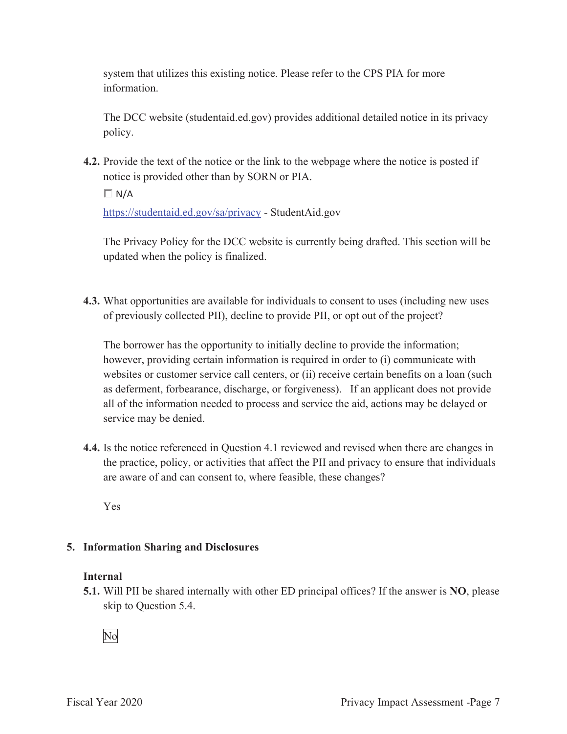system that utilizes this existing notice. Please refer to the CPS PIA for more information.

The DCC website (studentaid.ed.gov) provides additional detailed notice in its privacy policy.

**4.2.** Provide the text of the notice or the link to the webpage where the notice is posted if notice is provided other than by SORN or PIA.

☐ N/A

[https://studentaid.ed.gov/sa/privacy](https://studentaid.ed.gov/sa/privacy) - StudentAid.gov

The Privacy Policy for the DCC website is currently being drafted. This section will be updated when the policy is finalized.

**4.3.** What opportunities are available for individuals to consent to uses (including new uses of previously collected PII), decline to provide PII, or opt out of the project?

The borrower has the opportunity to initially decline to provide the information; however, providing certain information is required in order to (i) communicate with websites or customer service call centers, or (ii) receive certain benefits on a loan (such as deferment, forbearance, discharge, or forgiveness). If an applicant does not provide all of the information needed to process and service the aid, actions may be delayed or service may be denied.

**4.4.** Is the notice referenced in Question 4.1 reviewed and revised when there are changes in the practice, policy, or activities that affect the PII and privacy to ensure that individuals are aware of and can consent to, where feasible, these changes?

Yes

## 5. Information Sharing and Disclosures

### Internal

**5.1.** Will PII be shared internally with other ED principal offices? If the answer is **NO**, please skip to Question 5.4.

No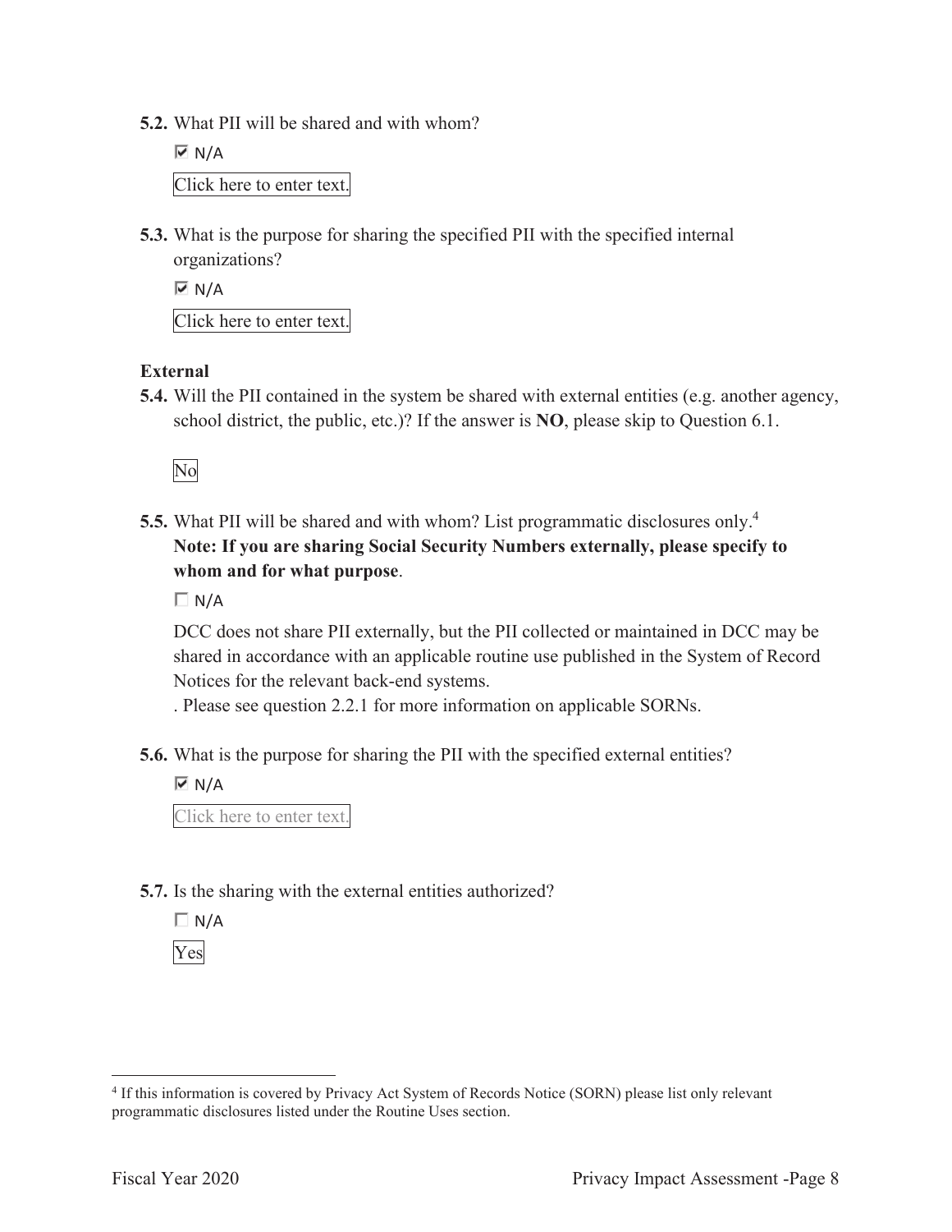**5.2.** What PII will be shared and with whom?

☑ N/A

Click here to enter text.

**5.3.** What is the purpose for sharing the specified PII with the specified internal organizations?

☑ N/A

Click here to enter text.

**External**

**5.4.** Will the PII contained in the system be shared with external entities (e.g. another agency, school district, the public, etc.)? If the answer is **NO**, please skip to Question 6.1.

No

**5.5.** What PII will be shared and with whom? List programmatic disclosures only.[4]
**Note: If you are sharing Social Security Numbers externally, please specify to whom and for what purpose**.

☐ N/A

DCC does not share PII externally, but the PII collected or maintained in DCC may be shared in accordance with an applicable routine use published in the System of Record Notices for the relevant back-end systems.
. Please see question 2.2.1 for more information on applicable SORNs.

**5.6.** What is the purpose for sharing the PII with the specified external entities?

☑ N/A

Click here to enter text.

**5.7.** Is the sharing with the external entities authorized?

☐ N/A

Yes

---

[4] If this information is covered by Privacy Act System of Records Notice (SORN) please list only relevant programmatic disclosures listed under the Routine Uses section.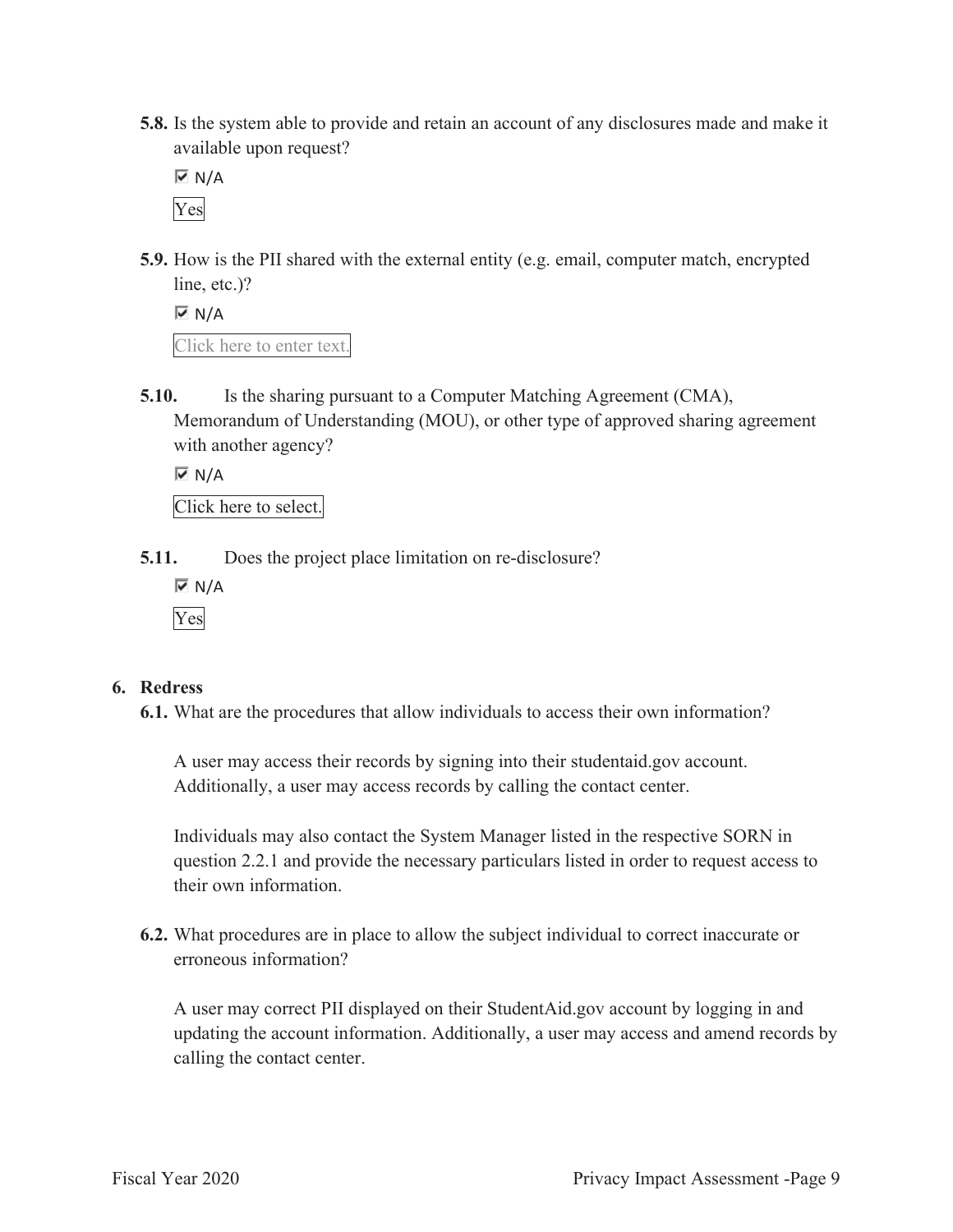**5.8.** Is the system able to provide and retain an account of any disclosures made and make it available upon request?

☑ N/A

Yes

**5.9.** How is the PII shared with the external entity (e.g. email, computer match, encrypted line, etc.)?

☑ N/A

Click here to enter text.

**5.10.** Is the sharing pursuant to a Computer Matching Agreement (CMA), Memorandum of Understanding (MOU), or other type of approved sharing agreement with another agency?

☑ N/A

Click here to select.

**5.11.** Does the project place limitation on re-disclosure?

☑ N/A

Yes

**6. Redress**

**6.1.** What are the procedures that allow individuals to access their own information?

A user may access their records by signing into their studentaid.gov account. Additionally, a user may access records by calling the contact center.

Individuals may also contact the System Manager listed in the respective SORN in question 2.2.1 and provide the necessary particulars listed in order to request access to their own information.

**6.2.** What procedures are in place to allow the subject individual to correct inaccurate or erroneous information?

A user may correct PII displayed on their StudentAid.gov account by logging in and updating the account information. Additionally, a user may access and amend records by calling the contact center.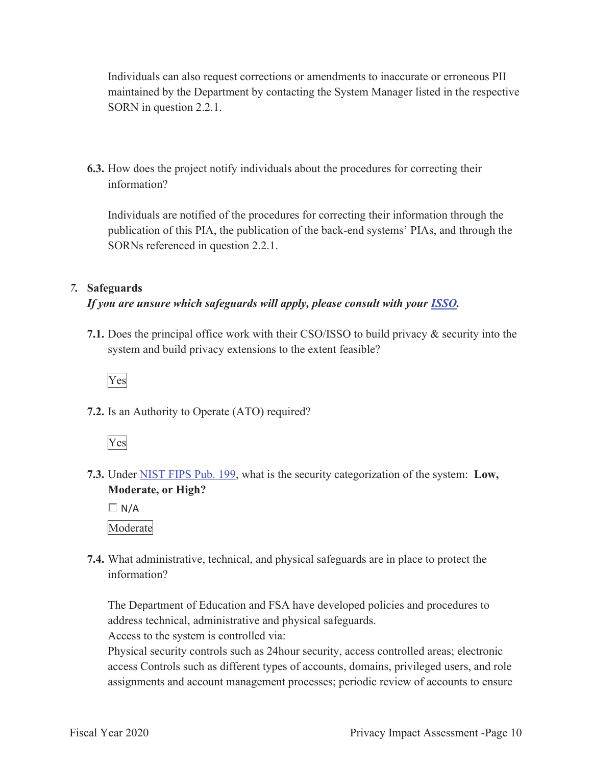Individuals can also request corrections or amendments to inaccurate or erroneous PII maintained by the Department by contacting the System Manager listed in the respective SORN in question 2.2.1.

**6.3.** How does the project notify individuals about the procedures for correcting their information?

Individuals are notified of the procedures for correcting their information through the publication of this PIA, the publication of the back-end systems' PIAs, and through the SORNs referenced in question 2.2.1.

## *7.* Safeguards

***If you are unsure which safeguards will apply, please consult with your ISSO.***

**7.1.** Does the principal office work with their CSO/ISSO to build privacy & security into the system and build privacy extensions to the extent feasible?

Yes

**7.2.** Is an Authority to Operate (ATO) required?

Yes

**7.3.** Under NIST FIPS Pub. 199, what is the security categorization of the system: **Low, Moderate, or High?**

☐ N/A

Moderate

**7.4.** What administrative, technical, and physical safeguards are in place to protect the information?

The Department of Education and FSA have developed policies and procedures to address technical, administrative and physical safeguards.
Access to the system is controlled via:
Physical security controls such as 24hour security, access controlled areas; electronic access Controls such as different types of accounts, domains, privileged users, and role assignments and account management processes; periodic review of accounts to ensure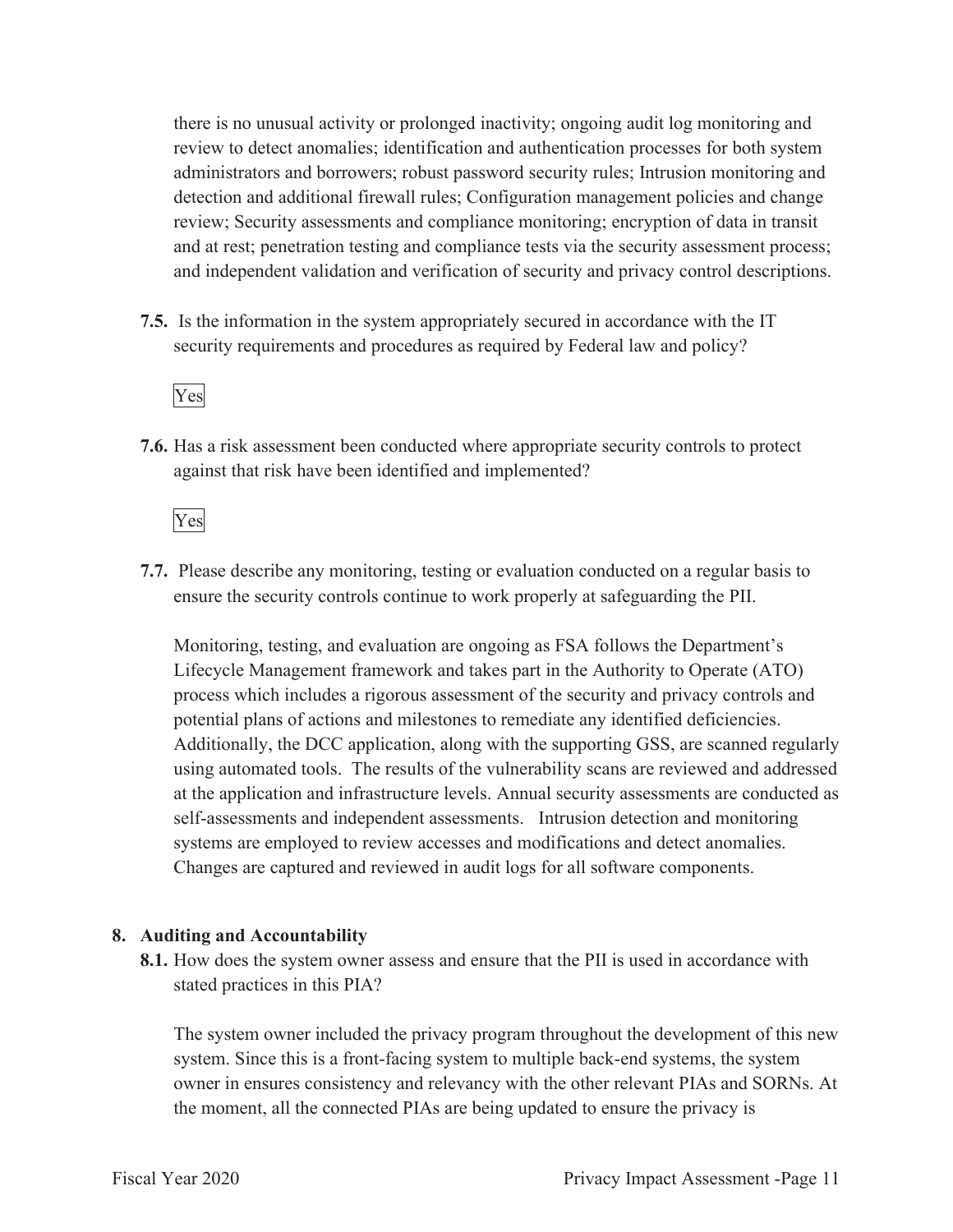there is no unusual activity or prolonged inactivity; ongoing audit log monitoring and review to detect anomalies; identification and authentication processes for both system administrators and borrowers; robust password security rules; Intrusion monitoring and detection and additional firewall rules; Configuration management policies and change review; Security assessments and compliance monitoring; encryption of data in transit and at rest; penetration testing and compliance tests via the security assessment process; and independent validation and verification of security and privacy control descriptions.

**7.5.** Is the information in the system appropriately secured in accordance with the IT security requirements and procedures as required by Federal law and policy?

Yes

**7.6.** Has a risk assessment been conducted where appropriate security controls to protect against that risk have been identified and implemented?

Yes

**7.7.** Please describe any monitoring, testing or evaluation conducted on a regular basis to ensure the security controls continue to work properly at safeguarding the PII.

Monitoring, testing, and evaluation are ongoing as FSA follows the Department's Lifecycle Management framework and takes part in the Authority to Operate (ATO) process which includes a rigorous assessment of the security and privacy controls and potential plans of actions and milestones to remediate any identified deficiencies. Additionally, the DCC application, along with the supporting GSS, are scanned regularly using automated tools. The results of the vulnerability scans are reviewed and addressed at the application and infrastructure levels. Annual security assessments are conducted as self-assessments and independent assessments. Intrusion detection and monitoring systems are employed to review accesses and modifications and detect anomalies. Changes are captured and reviewed in audit logs for all software components.

## 8. Auditing and Accountability

**8.1.** How does the system owner assess and ensure that the PII is used in accordance with stated practices in this PIA?

The system owner included the privacy program throughout the development of this new system. Since this is a front-facing system to multiple back-end systems, the system owner in ensures consistency and relevancy with the other relevant PIAs and SORNs. At the moment, all the connected PIAs are being updated to ensure the privacy is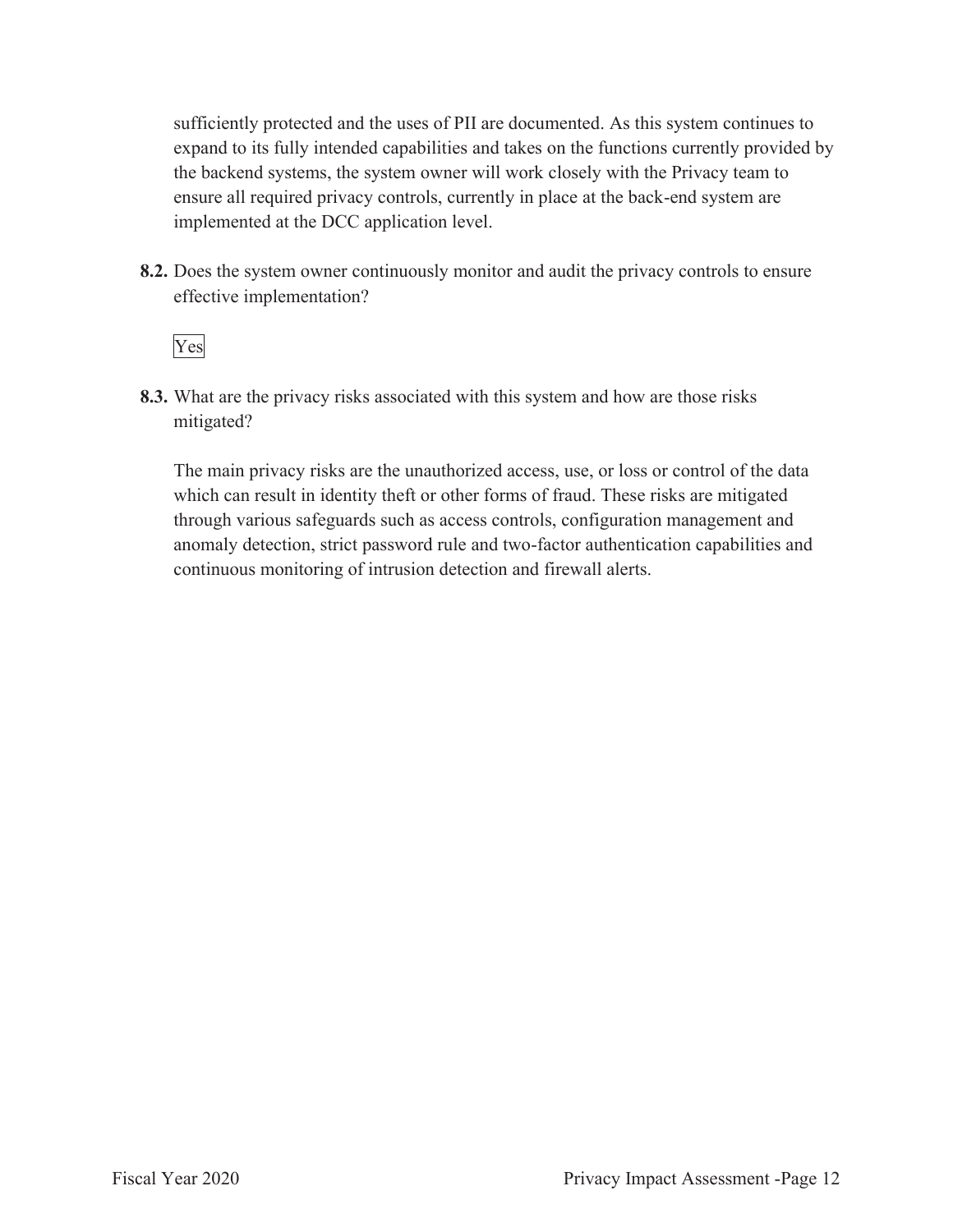sufficiently protected and the uses of PII are documented. As this system continues to expand to its fully intended capabilities and takes on the functions currently provided by the backend systems, the system owner will work closely with the Privacy team to ensure all required privacy controls, currently in place at the back-end system are implemented at the DCC application level.

**8.2.** Does the system owner continuously monitor and audit the privacy controls to ensure effective implementation?

Yes

**8.3.** What are the privacy risks associated with this system and how are those risks mitigated?

The main privacy risks are the unauthorized access, use, or loss or control of the data which can result in identity theft or other forms of fraud. These risks are mitigated through various safeguards such as access controls, configuration management and anomaly detection, strict password rule and two-factor authentication capabilities and continuous monitoring of intrusion detection and firewall alerts.